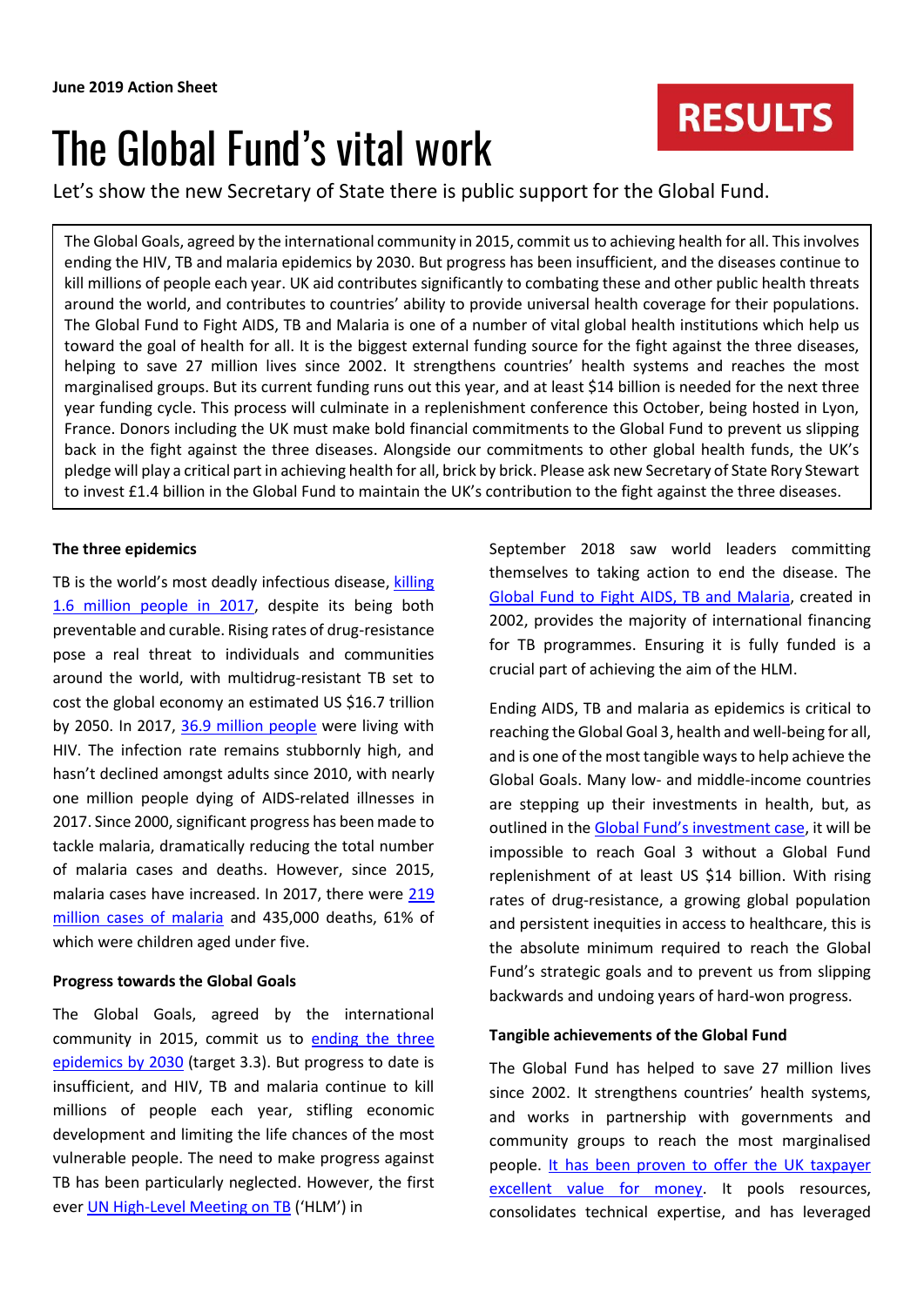**June 2019 Action Sheet**

**RESULTS**

# The Global Fund's vital work

Let's show the new Secretary of State there is public support for the Global Fund.

The Global Goals, agreed by the international community in 2015, commit us to achieving health for all. This involves ending the HIV, TB and malaria epidemics by 2030. But progress has been insufficient, and the diseases continue to kill millions of people each year. UK aid contributes significantly to combating these and other public health threats around the world, and contributes to countries' ability to provide universal health coverage for their populations. The Global Fund to Fight AIDS, TB and Malaria is one of a number of vital global health institutions which help us toward the goal of health for all. It is the biggest external funding source for the fight against the three diseases, helping to save 27 million lives since 2002. It strengthens countries' health systems and reaches the most marginalised groups. But its current funding runs out this year, and at least $14 billion is needed for the next three year funding cycle. This process will culminate in a replenishment conference this October, being hosted in Lyon, France. Donors including the UK must make bold financial commitments to the Global Fund to prevent us slipping back in the fight against the three diseases. Alongside our commitments to other global health funds, the UK's pledge will play a critical part in achieving health for all, brick by brick. Please ask new Secretary of State Rory Stewart to invest £1.4 billion in the Global Fund to maintain the UK's contribution to the fight against the three diseases.

**The three epidemics**

TB is the world's most deadly infectious disease, killing 1.6 million people in 2017, despite its being both preventable and curable. Rising rates of drug-resistance pose a real threat to individuals and communities around the world, with multidrug-resistant TB set to cost the global economy an estimated US $16.7 trillion by 2050. In 2017, 36.9 million people were living with HIV. The infection rate remains stubbornly high, and hasn't declined amongst adults since 2010, with nearly one million people dying of AIDS-related illnesses in 2017. Since 2000, significant progress has been made to tackle malaria, dramatically reducing the total number of malaria cases and deaths. However, since 2015, malaria cases have increased. In 2017, there were 219 million cases of malaria and 435,000 deaths, 61% of which were children aged under five.

**Progress towards the Global Goals**

The Global Goals, agreed by the international community in 2015, commit us to ending the three epidemics by 2030 (target 3.3). But progress to date is insufficient, and HIV, TB and malaria continue to kill millions of people each year, stifling economic development and limiting the life chances of the most vulnerable people. The need to make progress against TB has been particularly neglected. However, the first ever UN High-Level Meeting on TB ('HLM') in September 2018 saw world leaders committing themselves to taking action to end the disease. The Global Fund to Fight AIDS, TB and Malaria, created in 2002, provides the majority of international financing for TB programmes. Ensuring it is fully funded is a crucial part of achieving the aim of the HLM.

Ending AIDS, TB and malaria as epidemics is critical to reaching the Global Goal 3, health and well-being for all, and is one of the most tangible ways to help achieve the Global Goals. Many low- and middle-income countries are stepping up their investments in health, but, as outlined in the Global Fund's investment case, it will be impossible to reach Goal 3 without a Global Fund replenishment of at least US $14 billion. With rising rates of drug-resistance, a growing global population and persistent inequities in access to healthcare, this is the absolute minimum required to reach the Global Fund's strategic goals and to prevent us from slipping backwards and undoing years of hard-won progress.

**Tangible achievements of the Global Fund**

The Global Fund has helped to save 27 million lives since 2002. It strengthens countries' health systems, and works in partnership with governments and community groups to reach the most marginalised people. It has been proven to offer the UK taxpayer excellent value for money. It pools resources, consolidates technical expertise, and has leveraged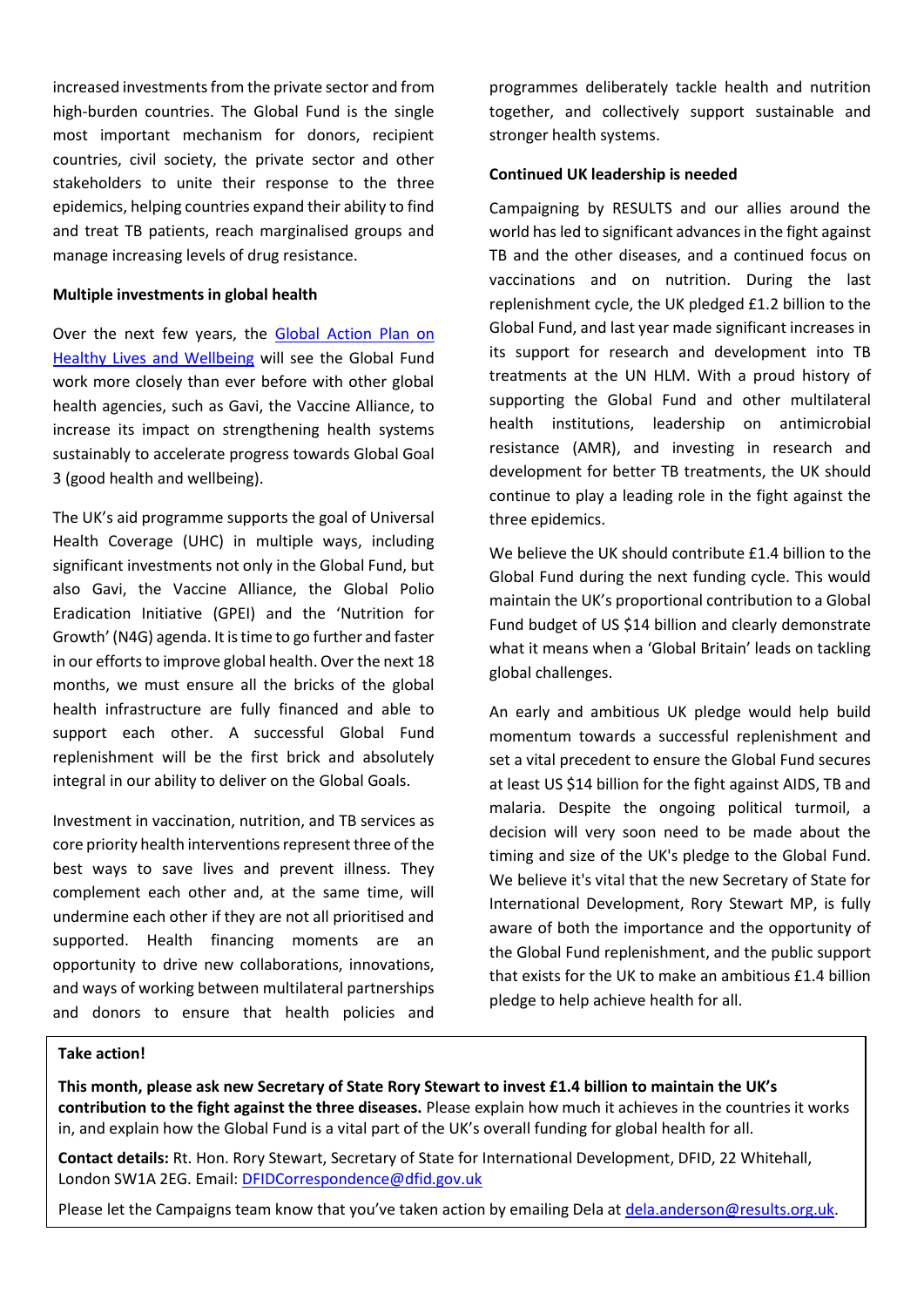increased investments from the private sector and from high-burden countries. The Global Fund is the single most important mechanism for donors, recipient countries, civil society, the private sector and other stakeholders to unite their response to the three epidemics, helping countries expand their ability to find and treat TB patients, reach marginalised groups and manage increasing levels of drug resistance.

**Multiple investments in global health**

Over the next few years, the [Global Action Plan on Healthy Lives and Wellbeing]() will see the Global Fund work more closely than ever before with other global health agencies, such as Gavi, the Vaccine Alliance, to increase its impact on strengthening health systems sustainably to accelerate progress towards Global Goal 3 (good health and wellbeing).

The UK's aid programme supports the goal of Universal Health Coverage (UHC) in multiple ways, including significant investments not only in the Global Fund, but also Gavi, the Vaccine Alliance, the Global Polio Eradication Initiative (GPEI) and the 'Nutrition for Growth' (N4G) agenda. It is time to go further and faster in our efforts to improve global health. Over the next 18 months, we must ensure all the bricks of the global health infrastructure are fully financed and able to support each other. A successful Global Fund replenishment will be the first brick and absolutely integral in our ability to deliver on the Global Goals.

Investment in vaccination, nutrition, and TB services as core priority health interventions represent three of the best ways to save lives and prevent illness. They complement each other and, at the same time, will undermine each other if they are not all prioritised and supported. Health financing moments are an opportunity to drive new collaborations, innovations, and ways of working between multilateral partnerships and donors to ensure that health policies and programmes deliberately tackle health and nutrition together, and collectively support sustainable and stronger health systems.

**Continued UK leadership is needed**

Campaigning by RESULTS and our allies around the world has led to significant advances in the fight against TB and the other diseases, and a continued focus on vaccinations and on nutrition. During the last replenishment cycle, the UK pledged £1.2 billion to the Global Fund, and last year made significant increases in its support for research and development into TB treatments at the UN HLM. With a proud history of supporting the Global Fund and other multilateral health institutions, leadership on antimicrobial resistance (AMR), and investing in research and development for better TB treatments, the UK should continue to play a leading role in the fight against the three epidemics.

We believe the UK should contribute £1.4 billion to the Global Fund during the next funding cycle. This would maintain the UK's proportional contribution to a Global Fund budget of US $14 billion and clearly demonstrate what it means when a 'Global Britain' leads on tackling global challenges.

An early and ambitious UK pledge would help build momentum towards a successful replenishment and set a vital precedent to ensure the Global Fund secures at least US $14 billion for the fight against AIDS, TB and malaria. Despite the ongoing political turmoil, a decision will very soon need to be made about the timing and size of the UK's pledge to the Global Fund. We believe it's vital that the new Secretary of State for International Development, Rory Stewart MP, is fully aware of both the importance and the opportunity of the Global Fund replenishment, and the public support that exists for the UK to make an ambitious £1.4 billion pledge to help achieve health for all.

**Take action!**

**This month, please ask new Secretary of State Rory Stewart to invest £1.4 billion to maintain the UK's contribution to the fight against the three diseases.** Please explain how much it achieves in the countries it works in, and explain how the Global Fund is a vital part of the UK's overall funding for global health for all.

**Contact details:** Rt. Hon. Rory Stewart, Secretary of State for International Development, DFID, 22 Whitehall, London SW1A 2EG. Email: DFIDCorrespondence@dfid.gov.uk

Please let the Campaigns team know that you've taken action by emailing Dela at dela.anderson@results.org.uk.